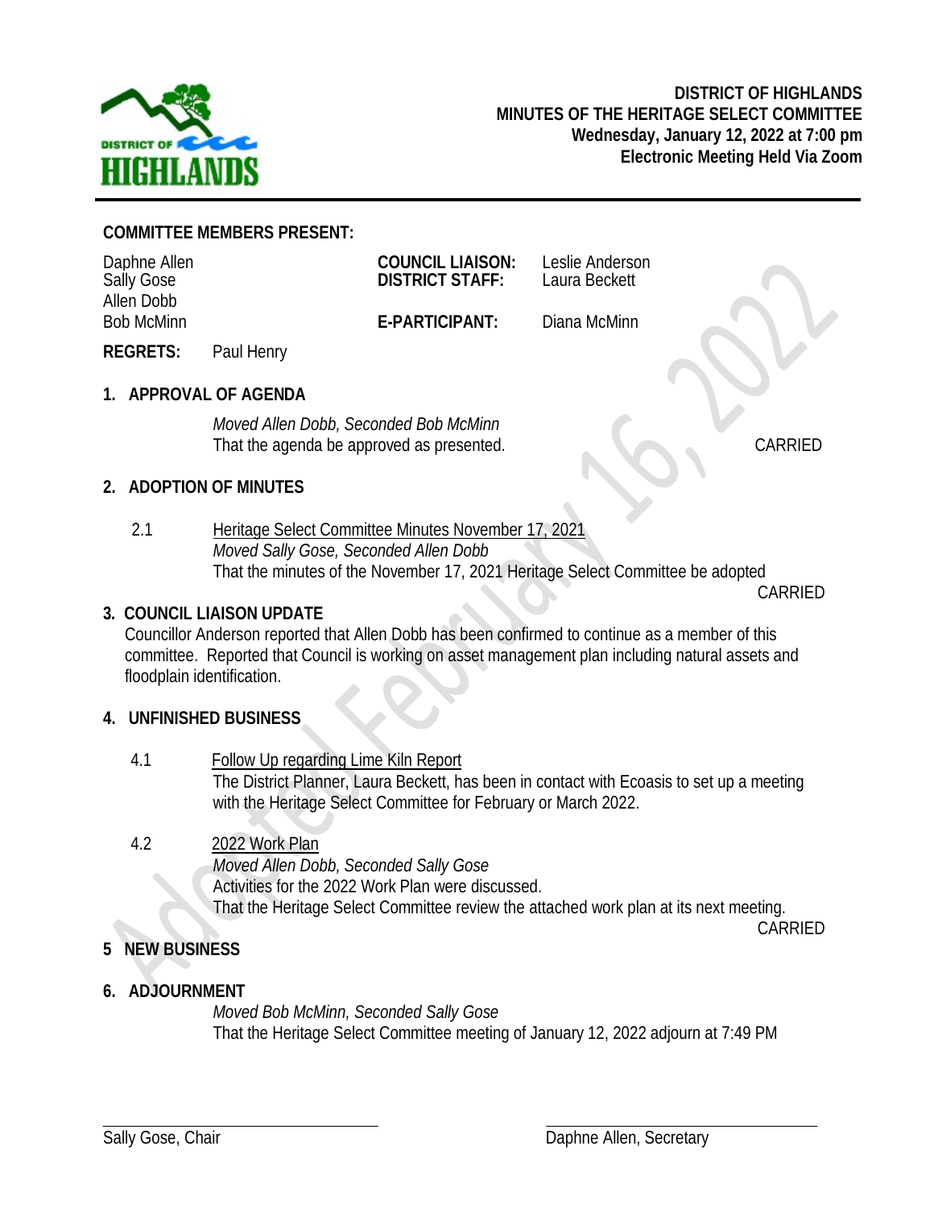**DISTRICT OF HIGHLANDS**
**MINUTES OF THE HERITAGE SELECT COMMITTEE**
**Wednesday, January 12, 2022 at 7:00 pm**
**Electronic Meeting Held Via Zoom**

**COMMITTEE MEMBERS PRESENT:**

Daphne Allen
Sally Gose
Allen Dobb
Bob McMinn

**COUNCIL LIAISON:** Leslie Anderson
**DISTRICT STAFF:** Laura Beckett

**E-PARTICIPANT:** Diana McMinn

**REGRETS:** Paul Henry

## 1. APPROVAL OF AGENDA

*Moved Allen Dobb, Seconded Bob McMinn*
That the agenda be approved as presented. CARRIED

## 2. ADOPTION OF MINUTES

2.1 Heritage Select Committee Minutes November 17, 2021
*Moved Sally Gose, Seconded Allen Dobb*
That the minutes of the November 17, 2021 Heritage Select Committee be adopted
CARRIED

## 3. COUNCIL LIAISON UPDATE

Councillor Anderson reported that Allen Dobb has been confirmed to continue as a member of this committee. Reported that Council is working on asset management plan including natural assets and floodplain identification.

## 4. UNFINISHED BUSINESS

4.1 Follow Up regarding Lime Kiln Report
The District Planner, Laura Beckett, has been in contact with Ecoasis to set up a meeting with the Heritage Select Committee for February or March 2022.

4.2 2022 Work Plan
*Moved Allen Dobb, Seconded Sally Gose*
Activities for the 2022 Work Plan were discussed.
That the Heritage Select Committee review the attached work plan at its next meeting.
CARRIED

## 5 NEW BUSINESS

## 6. ADJOURNMENT

*Moved Bob McMinn, Seconded Sally Gose*
That the Heritage Select Committee meeting of January 12, 2022 adjourn at 7:49 PM

Sally Gose, Chair

Daphne Allen, Secretary

Adopted February 16, 2022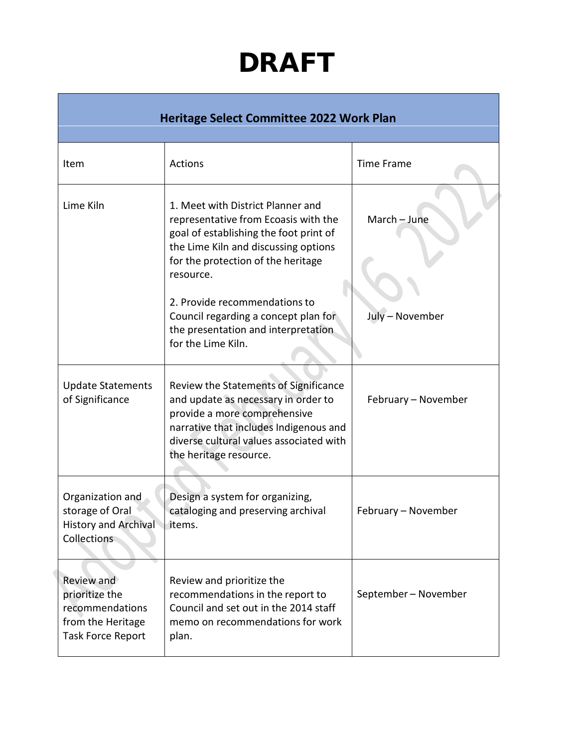# DRAFT

| Heritage Select Committee 2022 Work Plan | | |
|---|---|---|
| Item | Actions | Time Frame |
| Lime Kiln | 1. Meet with District Planner and representative from Ecoasis with the goal of establishing the foot print of the Lime Kiln and discussing options for the protection of the heritage resource.<br><br>2. Provide recommendations to Council regarding a concept plan for the presentation and interpretation for the Lime Kiln. | March – June<br><br>July – November |
| Update Statements of Significance | Review the Statements of Significance and update as necessary in order to provide a more comprehensive narrative that includes Indigenous and diverse cultural values associated with the heritage resource. | February – November |
| Organization and storage of Oral History and Archival Collections | Design a system for organizing, cataloging and preserving archival items. | February – November |
| Review and prioritize the recommendations from the Heritage Task Force Report | Review and prioritize the recommendations in the report to Council and set out in the 2014 staff memo on recommendations for work plan. | September – November |

Adopted February 16, 2022